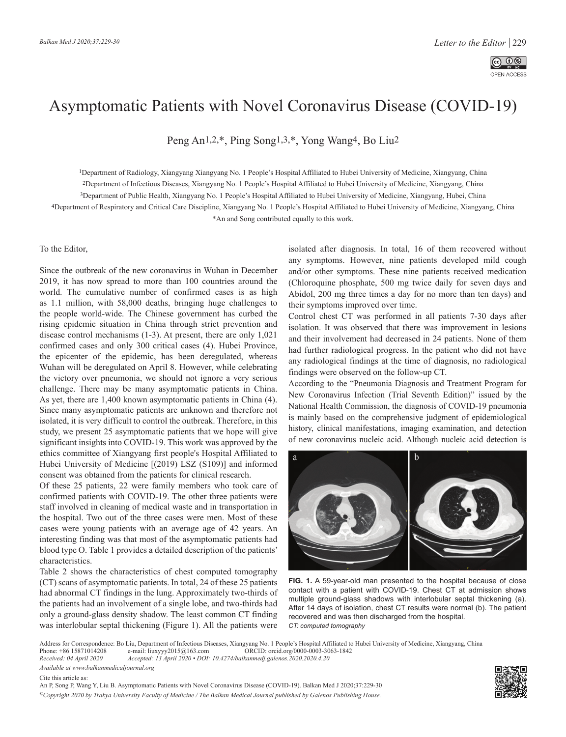# Asymptomatic Patients with Novel Coronavirus Disease (COVID-19)

Peng An[1,2,*], Ping Song[1,3,*], Yong Wang[4], Bo Liu[2]

[1]Department of Radiology, Xiangyang Xiangyang No. 1 People's Hospital Affiliated to Hubei University of Medicine, Xiangyang, China
[2]Department of Infectious Diseases, Xiangyang No. 1 People's Hospital Affiliated to Hubei University of Medicine, Xiangyang, China
[3]Department of Public Health, Xiangyang No. 1 People's Hospital Affiliated to Hubei University of Medicine, Xiangyang, Hubei, China
[4]Department of Respiratory and Critical Care Discipline, Xiangyang No. 1 People's Hospital Affiliated to Hubei University of Medicine, Xiangyang, China
*An and Song contributed equally to this work.

To the Editor,

Since the outbreak of the new coronavirus in Wuhan in December 2019, it has now spread to more than 100 countries around the world. The cumulative number of confirmed cases is as high as 1.1 million, with 58,000 deaths, bringing huge challenges to the people world-wide. The Chinese government has curbed the rising epidemic situation in China through strict prevention and disease control mechanisms (1-3). At present, there are only 1,021 confirmed cases and only 300 critical cases (4). Hubei Province, the epicenter of the epidemic, has been deregulated, whereas Wuhan will be deregulated on April 8. However, while celebrating the victory over pneumonia, we should not ignore a very serious challenge. There may be many asymptomatic patients in China. As yet, there are 1,400 known asymptomatic patients in China (4). Since many asymptomatic patients are unknown and therefore not isolated, it is very difficult to control the outbreak. Therefore, in this study, we present 25 asymptomatic patients that we hope will give significant insights into COVID-19. This work was approved by the ethics committee of Xiangyang first people's Hospital Affiliated to Hubei University of Medicine [(2019) LSZ (S109)] and informed consent was obtained from the patients for clinical research.

Of these 25 patients, 22 were family members who took care of confirmed patients with COVID-19. The other three patients were staff involved in cleaning of medical waste and in transportation in the hospital. Two out of the three cases were men. Most of these cases were young patients with an average age of 42 years. An interesting finding was that most of the asymptomatic patients had blood type O. Table 1 provides a detailed description of the patients' characteristics.

Table 2 shows the characteristics of chest computed tomography (CT) scans of asymptomatic patients. In total, 24 of these 25 patients had abnormal CT findings in the lung. Approximately two-thirds of the patients had an involvement of a single lobe, and two-thirds had only a ground-glass density shadow. The least common CT finding was interlobular septal thickening (Figure 1). All the patients were isolated after diagnosis. In total, 16 of them recovered without any symptoms. However, nine patients developed mild cough and/or other symptoms. These nine patients received medication (Chloroquine phosphate, 500 mg twice daily for seven days and Abidol, 200 mg three times a day for no more than ten days) and their symptoms improved over time.

Control chest CT was performed in all patients 7-30 days after isolation. It was observed that there was improvement in lesions and their involvement had decreased in 24 patients. None of them had further radiological progress. In the patient who did not have any radiological findings at the time of diagnosis, no radiological findings were observed on the follow-up CT.

According to the "Pneumonia Diagnosis and Treatment Program for New Coronavirus Infection (Trial Seventh Edition)" issued by the National Health Commission, the diagnosis of COVID-19 pneumonia is mainly based on the comprehensive judgment of epidemiological history, clinical manifestations, imaging examination, and detection of new coronavirus nucleic acid. Although nucleic acid detection is

**FIG. 1.** A 59-year-old man presented to the hospital because of close contact with a patient with COVID-19. Chest CT at admission shows multiple ground-glass shadows with interlobular septal thickening (a). After 14 days of isolation, chest CT results were normal (b). The patient recovered and was then discharged from the hospital.
*CT: computed tomography*

Address for Correspondence: Bo Liu, Department of Infectious Diseases, Xiangyang No. 1 People's Hospital Affiliated to Hubei University of Medicine, Xiangyang, China
Phone: +86 15871014208 e-mail: liuxyyy2015@163.com ORCID: orcid.org/0000-0003-3063-1842
*Received: 04 April 2020* *Accepted: 13 April 2020 • DOI: 10.4274/balkanmedj.galenos.2020.2020.4.20*

*Available at www.balkanmedicaljournal.org*

Cite this article as:
An P, Song P, Wang Y, Liu B. Asymptomatic Patients with Novel Coronavirus Disease (COVID-19). Balkan Med J 2020;37:229-30

*©Copyright 2020 by Trakya University Faculty of Medicine / The Balkan Medical Journal published by Galenos Publishing House.*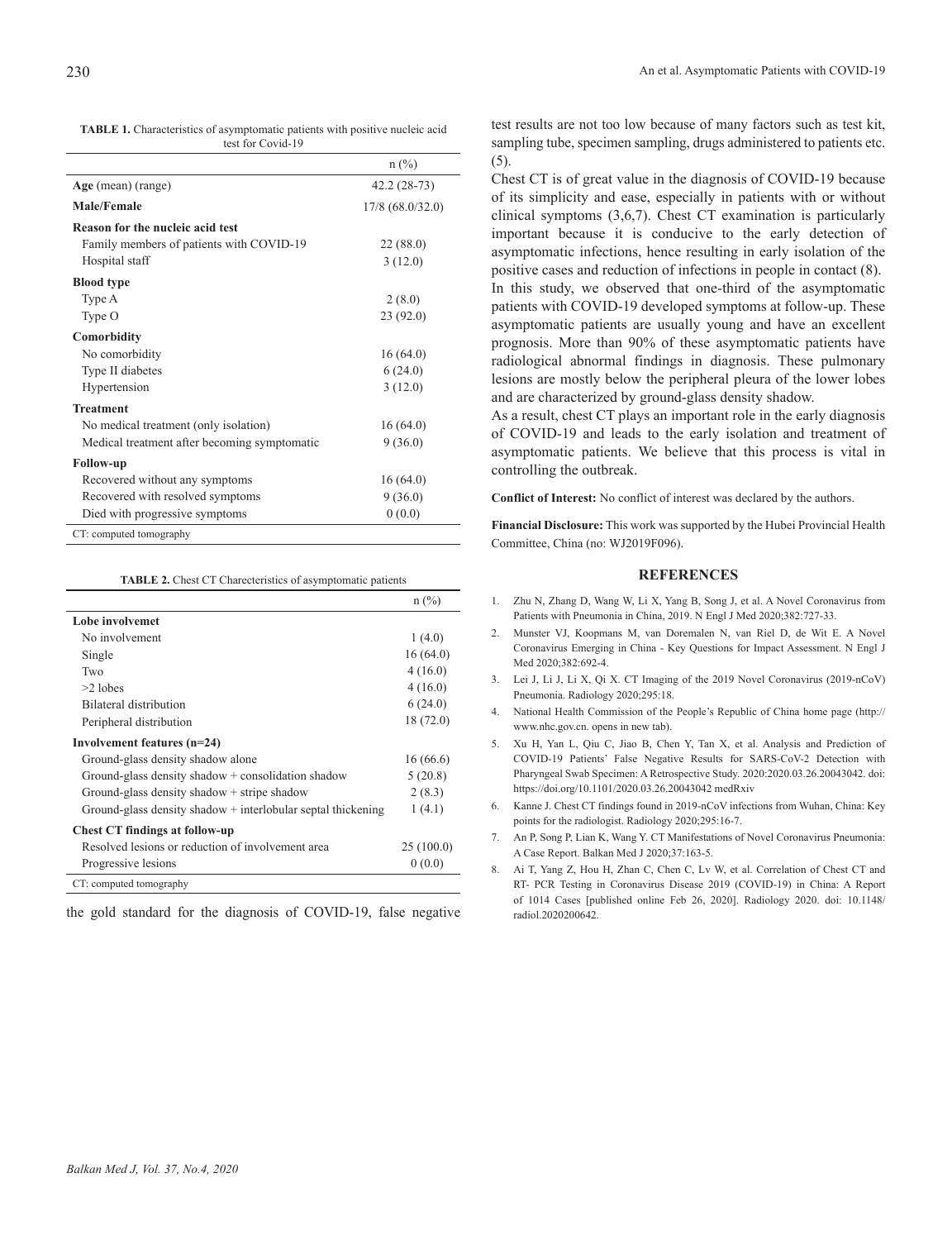**TABLE 1.** Characteristics of asymptomatic patients with positive nucleic acid test for Covid-19

| | n (%) |
|---|---|
| **Age** (mean) (range) | 42.2 (28-73) |
| **Male/Female** | 17/8 (68.0/32.0) |
| **Reason for the nucleic acid test** | |
| Family members of patients with COVID-19 | 22 (88.0) |
| Hospital staff | 3 (12.0) |
| **Blood type** | |
| Type A | 2 (8.0) |
| Type O | 23 (92.0) |
| **Comorbidity** | |
| No comorbidity | 16 (64.0) |
| Type II diabetes | 6 (24.0) |
| Hypertension | 3 (12.0) |
| **Treatment** | |
| No medical treatment (only isolation) | 16 (64.0) |
| Medical treatment after becoming symptomatic | 9 (36.0) |
| **Follow-up** | |
| Recovered without any symptoms | 16 (64.0) |
| Recovered with resolved symptoms | 9 (36.0) |
| Died with progressive symptoms | 0 (0.0) |

CT: computed tomography

**TABLE 2.** Chest CT Charecteristics of asymptomatic patients

| | n (%) |
|---|---|
| **Lobe involvemet** | |
| No involvement | 1 (4.0) |
| Single | 16 (64.0) |
| Two | 4 (16.0) |
| >2 lobes | 4 (16.0) |
| Bilateral distribution | 6 (24.0) |
| Peripheral distribution | 18 (72.0) |
| **Involvement features (n=24)** | |
| Ground-glass density shadow alone | 16 (66.6) |
| Ground-glass density shadow + consolidation shadow | 5 (20.8) |
| Ground-glass density shadow + stripe shadow | 2 (8.3) |
| Ground-glass density shadow + interlobular septal thickening | 1 (4.1) |
| **Chest CT findings at follow-up** | |
| Resolved lesions or reduction of involvement area | 25 (100.0) |
| Progressive lesions | 0 (0.0) |

CT: computed tomography

the gold standard for the diagnosis of COVID-19, false negative test results are not too low because of many factors such as test kit, sampling tube, specimen sampling, drugs administered to patients etc. (5).

Chest CT is of great value in the diagnosis of COVID-19 because of its simplicity and ease, especially in patients with or without clinical symptoms (3,6,7). Chest CT examination is particularly important because it is conducive to the early detection of asymptomatic infections, hence resulting in early isolation of the positive cases and reduction of infections in people in contact (8).

In this study, we observed that one-third of the asymptomatic patients with COVID-19 developed symptoms at follow-up. These asymptomatic patients are usually young and have an excellent prognosis. More than 90% of these asymptomatic patients have radiological abnormal findings in diagnosis. These pulmonary lesions are mostly below the peripheral pleura of the lower lobes and are characterized by ground-glass density shadow.

As a result, chest CT plays an important role in the early diagnosis of COVID-19 and leads to the early isolation and treatment of asymptomatic patients. We believe that this process is vital in controlling the outbreak.

**Conflict of Interest:** No conflict of interest was declared by the authors.

**Financial Disclosure:** This work was supported by the Hubei Provincial Health Committee, China (no: WJ2019F096).

## REFERENCES

1. Zhu N, Zhang D, Wang W, Li X, Yang B, Song J, et al. A Novel Coronavirus from Patients with Pneumonia in China, 2019. N Engl J Med 2020;382:727-33.
2. Munster VJ, Koopmans M, van Doremalen N, van Riel D, de Wit E. A Novel Coronavirus Emerging in China - Key Questions for Impact Assessment. N Engl J Med 2020;382:692-4.
3. Lei J, Li J, Li X, Qi X. CT Imaging of the 2019 Novel Coronavirus (2019-nCoV) Pneumonia. Radiology 2020;295:18.
4. National Health Commission of the People's Republic of China home page (http://www.nhc.gov.cn. opens in new tab).
5. Xu H, Yan L, Qiu C, Jiao B, Chen Y, Tan X, et al. Analysis and Prediction of COVID-19 Patients' False Negative Results for SARS-CoV-2 Detection with Pharyngeal Swab Specimen: A Retrospective Study. 2020:2020.03.26.20043042. doi: https://doi.org/10.1101/2020.03.26.20043042 medRxiv
6. Kanne J. Chest CT findings found in 2019-nCoV infections from Wuhan, China: Key points for the radiologist. Radiology 2020;295:16-7.
7. An P, Song P, Lian K, Wang Y. CT Manifestations of Novel Coronavirus Pneumonia: A Case Report. Balkan Med J 2020;37:163-5.
8. Ai T, Yang Z, Hou H, Zhan C, Chen C, Lv W, et al. Correlation of Chest CT and RT- PCR Testing in Coronavirus Disease 2019 (COVID-19) in China: A Report of 1014 Cases [published online Feb 26, 2020]. Radiology 2020. doi: 10.1148/radiol.2020200642.